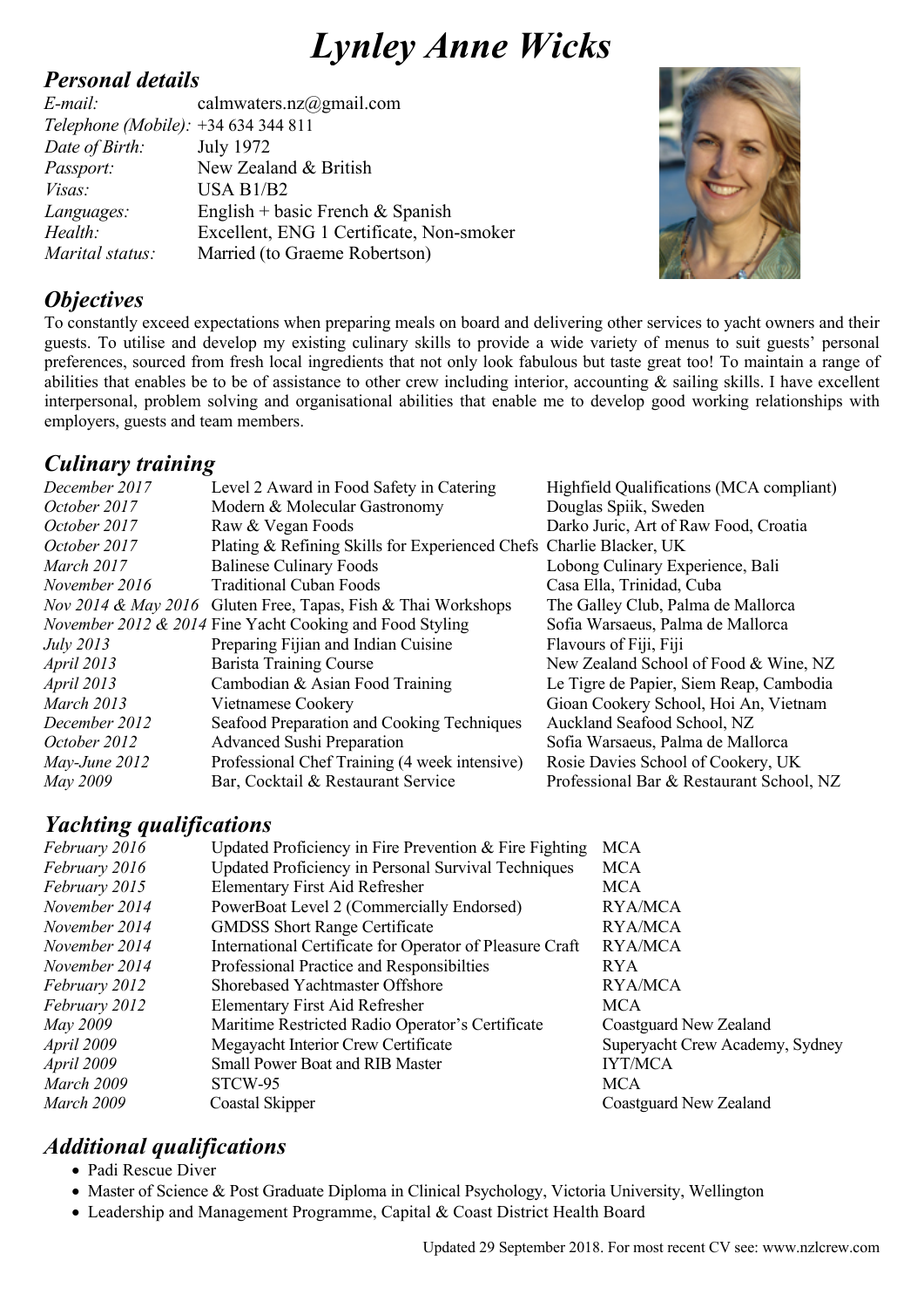# *Lynley Anne Wicks*

## *Personal details*

| | |
|---|---|
| *E-mail:* | calmwaters.nz@gmail.com |
| *Telephone (Mobile):* | +34 634 344 811 |
| *Date of Birth:* | July 1972 |
| *Passport:* | New Zealand & British |
| *Visas:* | USA B1/B2 |
| *Languages:* | English + basic French & Spanish |
| *Health:* | Excellent, ENG 1 Certificate, Non-smoker |
| *Marital status:* | Married (to Graeme Robertson) |

## *Objectives*

To constantly exceed expectations when preparing meals on board and delivering other services to yacht owners and their guests. To utilise and develop my existing culinary skills to provide a wide variety of menus to suit guests' personal preferences, sourced from fresh local ingredients that not only look fabulous but taste great too! To maintain a range of abilities that enables be to be of assistance to other crew including interior, accounting & sailing skills. I have excellent interpersonal, problem solving and organisational abilities that enable me to develop good working relationships with employers, guests and team members.

## *Culinary training*

| | | |
|---|---|---|
| *December 2017* | Level 2 Award in Food Safety in Catering | Highfield Qualifications (MCA compliant) |
| *October 2017* | Modern & Molecular Gastronomy | Douglas Spiik, Sweden |
| *October 2017* | Raw & Vegan Foods | Darko Juric, Art of Raw Food, Croatia |
| *October 2017* | Plating & Refining Skills for Experienced Chefs | Charlie Blacker, UK |
| *March 2017* | Balinese Culinary Foods | Lobong Culinary Experience, Bali |
| *November 2016* | Traditional Cuban Foods | Casa Ella, Trinidad, Cuba |
| *Nov 2014 & May 2016* | Gluten Free, Tapas, Fish & Thai Workshops | The Galley Club, Palma de Mallorca |
| *November 2012 & 2014* | Fine Yacht Cooking and Food Styling | Sofia Warsaeus, Palma de Mallorca |
| *July 2013* | Preparing Fijian and Indian Cuisine | Flavours of Fiji, Fiji |
| *April 2013* | Barista Training Course | New Zealand School of Food & Wine, NZ |
| *April 2013* | Cambodian & Asian Food Training | Le Tigre de Papier, Siem Reap, Cambodia |
| *March 2013* | Vietnamese Cookery | Gioan Cookery School, Hoi An, Vietnam |
| *December 2012* | Seafood Preparation and Cooking Techniques | Auckland Seafood School, NZ |
| *October 2012* | Advanced Sushi Preparation | Sofia Warsaeus, Palma de Mallorca |
| *May-June 2012* | Professional Chef Training (4 week intensive) | Rosie Davies School of Cookery, UK |
| *May 2009* | Bar, Cocktail & Restaurant Service | Professional Bar & Restaurant School, NZ |

## *Yachting qualifications*

| | | |
|---|---|---|
| *February 2016* | Updated Proficiency in Fire Prevention & Fire Fighting | MCA |
| *February 2016* | Updated Proficiency in Personal Survival Techniques | MCA |
| *February 2015* | Elementary First Aid Refresher | MCA |
| *November 2014* | PowerBoat Level 2 (Commercially Endorsed) | RYA/MCA |
| *November 2014* | GMDSS Short Range Certificate | RYA/MCA |
| *November 2014* | International Certificate for Operator of Pleasure Craft | RYA/MCA |
| *November 2014* | Professional Practice and Responsibilties | RYA |
| *February 2012* | Shorebased Yachtmaster Offshore | RYA/MCA |
| *February 2012* | Elementary First Aid Refresher | MCA |
| *May 2009* | Maritime Restricted Radio Operator's Certificate | Coastguard New Zealand |
| *April 2009* | Megayacht Interior Crew Certificate | Superyacht Crew Academy, Sydney |
| *April 2009* | Small Power Boat and RIB Master | IYT/MCA |
| *March 2009* | STCW-95 | MCA |
| *March 2009* | Coastal Skipper | Coastguard New Zealand |

## *Additional qualifications*

- Padi Rescue Diver
- Master of Science & Post Graduate Diploma in Clinical Psychology, Victoria University, Wellington
- Leadership and Management Programme, Capital & Coast District Health Board

Updated 29 September 2018. For most recent CV see: www.nzlcrew.com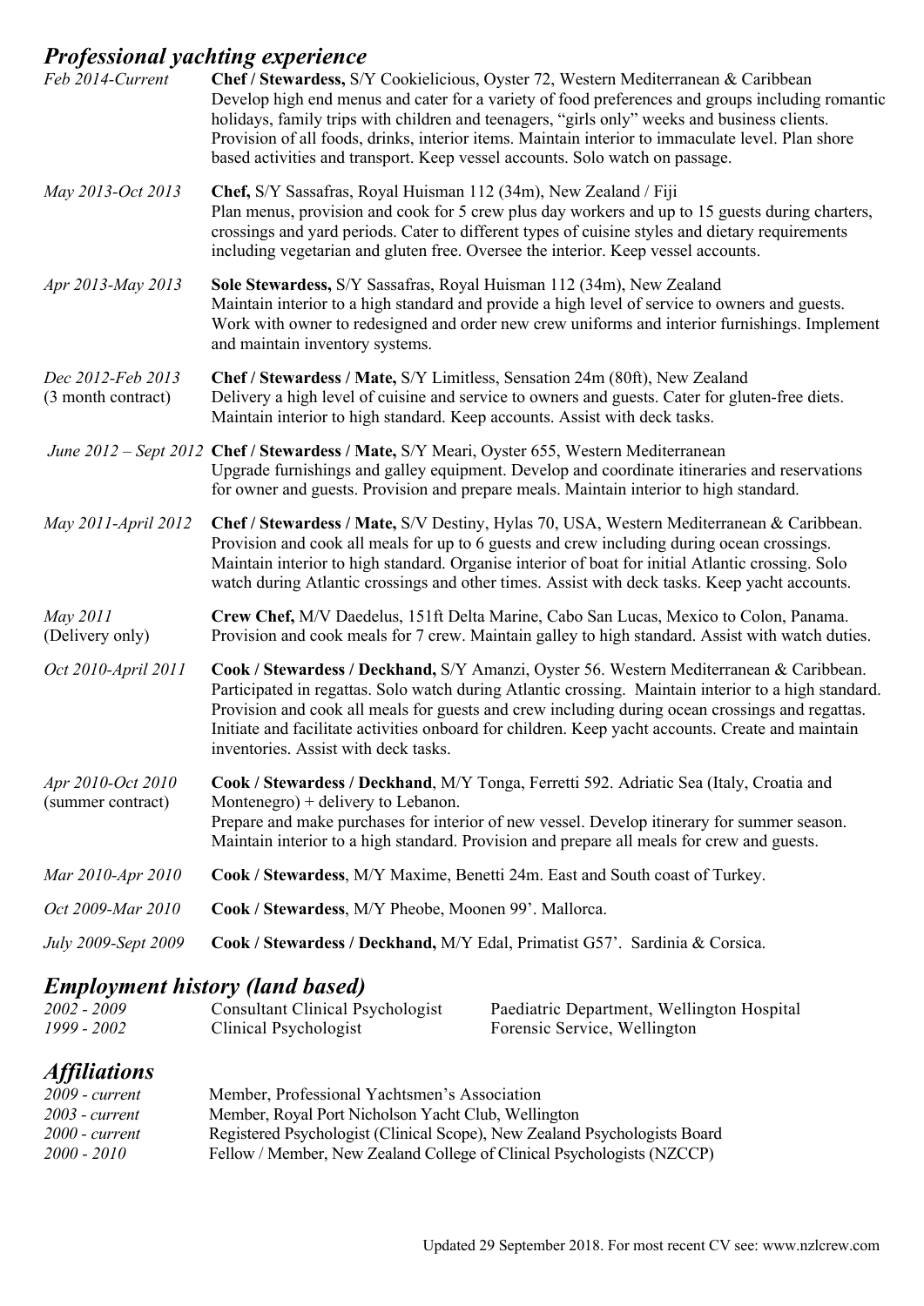## *Professional yachting experience*

*Feb 2014-Current* — **Chef / Stewardess,** S/Y Cookielicious, Oyster 72, Western Mediterranean & Caribbean
Develop high end menus and cater for a variety of food preferences and groups including romantic holidays, family trips with children and teenagers, "girls only" weeks and business clients. Provision of all foods, drinks, interior items. Maintain interior to immaculate level. Plan shore based activities and transport. Keep vessel accounts. Solo watch on passage.

*May 2013-Oct 2013* — **Chef,** S/Y Sassafras, Royal Huisman 112 (34m), New Zealand / Fiji
Plan menus, provision and cook for 5 crew plus day workers and up to 15 guests during charters, crossings and yard periods. Cater to different types of cuisine styles and dietary requirements including vegetarian and gluten free. Oversee the interior. Keep vessel accounts.

*Apr 2013-May 2013* — **Sole Stewardess,** S/Y Sassafras, Royal Huisman 112 (34m), New Zealand
Maintain interior to a high standard and provide a high level of service to owners and guests. Work with owner to redesigned and order new crew uniforms and interior furnishings. Implement and maintain inventory systems.

*Dec 2012-Feb 2013* (3 month contract) — **Chef / Stewardess / Mate,** S/Y Limitless, Sensation 24m (80ft), New Zealand
Delivery a high level of cuisine and service to owners and guests. Cater for gluten-free diets. Maintain interior to high standard. Keep accounts. Assist with deck tasks.

*June 2012 – Sept 2012* — **Chef / Stewardess / Mate,** S/Y Meari, Oyster 655, Western Mediterranean
Upgrade furnishings and galley equipment. Develop and coordinate itineraries and reservations for owner and guests. Provision and prepare meals. Maintain interior to high standard.

*May 2011-April 2012* — **Chef / Stewardess / Mate,** S/V Destiny, Hylas 70, USA, Western Mediterranean & Caribbean.
Provision and cook all meals for up to 6 guests and crew including during ocean crossings. Maintain interior to high standard. Organise interior of boat for initial Atlantic crossing. Solo watch during Atlantic crossings and other times. Assist with deck tasks. Keep yacht accounts.

*May 2011* (Delivery only) — **Crew Chef,** M/V Daedelus, 151ft Delta Marine, Cabo San Lucas, Mexico to Colon, Panama.
Provision and cook meals for 7 crew. Maintain galley to high standard. Assist with watch duties.

*Oct 2010-April 2011* — **Cook / Stewardess / Deckhand,** S/Y Amanzi, Oyster 56. Western Mediterranean & Caribbean.
Participated in regattas. Solo watch during Atlantic crossing. Maintain interior to a high standard. Provision and cook all meals for guests and crew including during ocean crossings and regattas. Initiate and facilitate activities onboard for children. Keep yacht accounts. Create and maintain inventories. Assist with deck tasks.

*Apr 2010-Oct 2010* (summer contract) — **Cook / Stewardess / Deckhand**, M/Y Tonga, Ferretti 592. Adriatic Sea (Italy, Croatia and Montenegro) + delivery to Lebanon.
Prepare and make purchases for interior of new vessel. Develop itinerary for summer season. Maintain interior to a high standard. Provision and prepare all meals for crew and guests.

*Mar 2010-Apr 2010* — **Cook / Stewardess**, M/Y Maxime, Benetti 24m. East and South coast of Turkey.

*Oct 2009-Mar 2010* — **Cook / Stewardess**, M/Y Pheobe, Moonen 99'. Mallorca.

*July 2009-Sept 2009* — **Cook / Stewardess / Deckhand,** M/Y Edal, Primatist G57'. Sardinia & Corsica.

## *Employment history (land based)*

| | | |
|---|---|---|
| *2002 - 2009* | Consultant Clinical Psychologist | Paediatric Department, Wellington Hospital |
| *1999 - 2002* | Clinical Psychologist | Forensic Service, Wellington |

## *Affiliations*

| | |
|---|---|
| *2009 - current* | Member, Professional Yachtsmen's Association |
| *2003 - current* | Member, Royal Port Nicholson Yacht Club, Wellington |
| *2000 - current* | Registered Psychologist (Clinical Scope), New Zealand Psychologists Board |
| *2000 - 2010* | Fellow / Member, New Zealand College of Clinical Psychologists (NZCCP) |

Updated 29 September 2018. For most recent CV see: www.nzlcrew.com